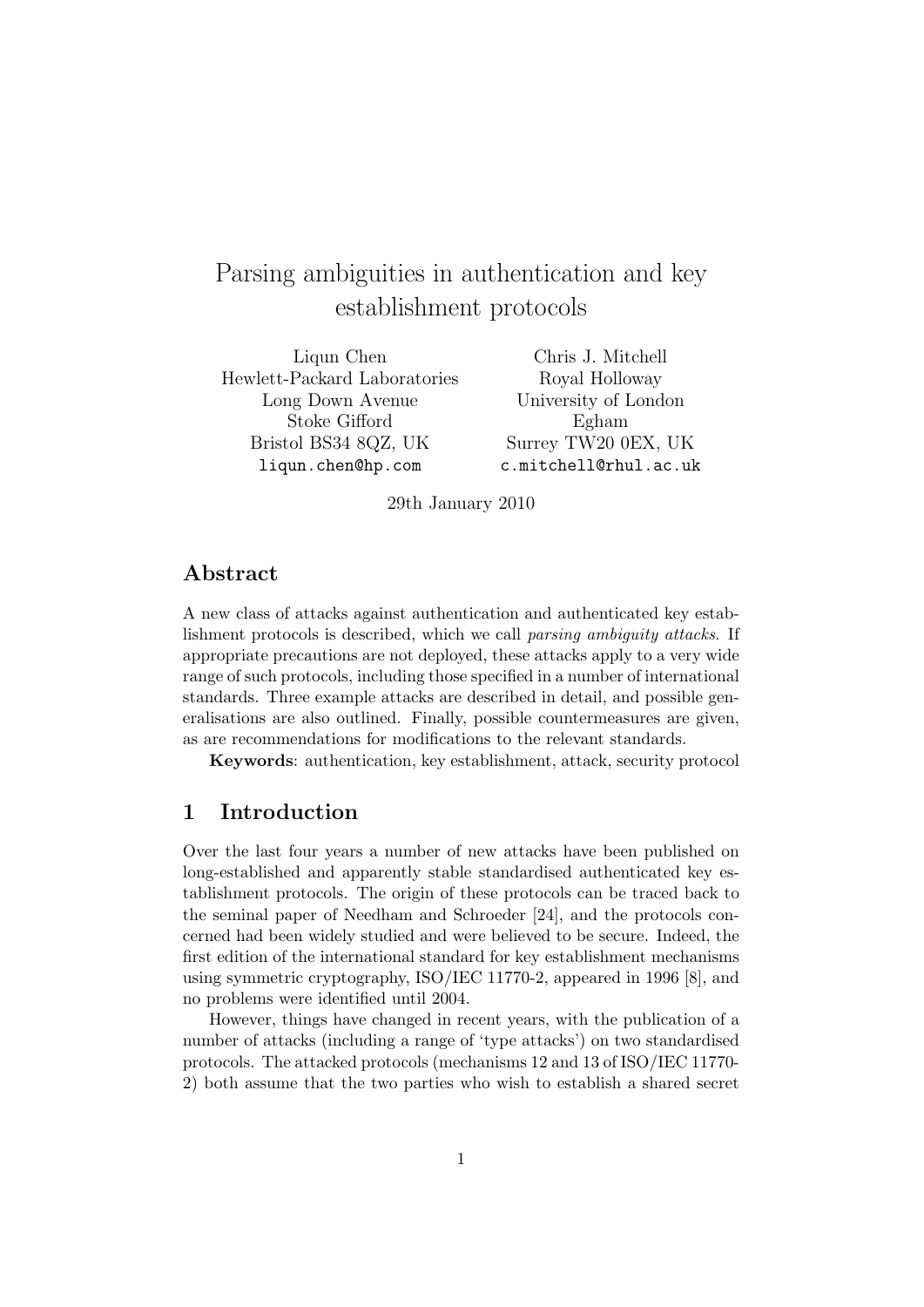# Parsing ambiguities in authentication and key establishment protocols

Liqun Chen
Hewlett-Packard Laboratories
Long Down Avenue
Stoke Gifford
Bristol BS34 8QZ, UK
liqun.chen@hp.com

Chris J. Mitchell
Royal Holloway
University of London
Egham
Surrey TW20 0EX, UK
c.mitchell@rhul.ac.uk

29th January 2010

## Abstract

A new class of attacks against authentication and authenticated key establishment protocols is described, which we call *parsing ambiguity attacks*. If appropriate precautions are not deployed, these attacks apply to a very wide range of such protocols, including those specified in a number of international standards. Three example attacks are described in detail, and possible generalisations are also outlined. Finally, possible countermeasures are given, as are recommendations for modifications to the relevant standards.

**Keywords**: authentication, key establishment, attack, security protocol

## 1 Introduction

Over the last four years a number of new attacks have been published on long-established and apparently stable standardised authenticated key establishment protocols. The origin of these protocols can be traced back to the seminal paper of Needham and Schroeder [24], and the protocols concerned had been widely studied and were believed to be secure. Indeed, the first edition of the international standard for key establishment mechanisms using symmetric cryptography, ISO/IEC 11770-2, appeared in 1996 [8], and no problems were identified until 2004.

However, things have changed in recent years, with the publication of a number of attacks (including a range of 'type attacks') on two standardised protocols. The attacked protocols (mechanisms 12 and 13 of ISO/IEC 11770-2) both assume that the two parties who wish to establish a shared secret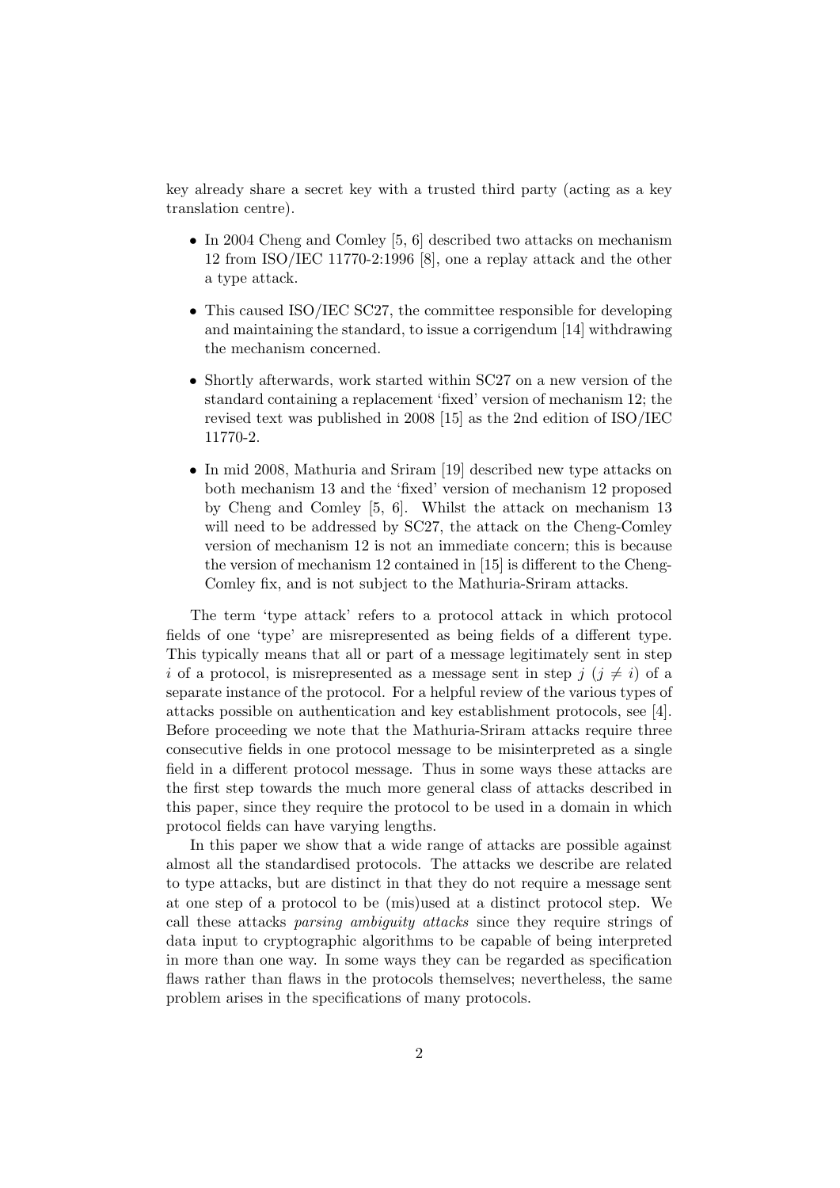key already share a secret key with a trusted third party (acting as a key translation centre).

- In 2004 Cheng and Comley [5, 6] described two attacks on mechanism 12 from ISO/IEC 11770-2:1996 [8], one a replay attack and the other a type attack.
- This caused ISO/IEC SC27, the committee responsible for developing and maintaining the standard, to issue a corrigendum [14] withdrawing the mechanism concerned.
- Shortly afterwards, work started within SC27 on a new version of the standard containing a replacement 'fixed' version of mechanism 12; the revised text was published in 2008 [15] as the 2nd edition of ISO/IEC 11770-2.
- In mid 2008, Mathuria and Sriram [19] described new type attacks on both mechanism 13 and the 'fixed' version of mechanism 12 proposed by Cheng and Comley [5, 6]. Whilst the attack on mechanism 13 will need to be addressed by SC27, the attack on the Cheng-Comley version of mechanism 12 is not an immediate concern; this is because the version of mechanism 12 contained in [15] is different to the Cheng-Comley fix, and is not subject to the Mathuria-Sriram attacks.

The term 'type attack' refers to a protocol attack in which protocol fields of one 'type' are misrepresented as being fields of a different type. This typically means that all or part of a message legitimately sent in step $i$ of a protocol, is misrepresented as a message sent in step $j$ ($j \neq i$) of a separate instance of the protocol. For a helpful review of the various types of attacks possible on authentication and key establishment protocols, see [4]. Before proceeding we note that the Mathuria-Sriram attacks require three consecutive fields in one protocol message to be misinterpreted as a single field in a different protocol message. Thus in some ways these attacks are the first step towards the much more general class of attacks described in this paper, since they require the protocol to be used in a domain in which protocol fields can have varying lengths.

In this paper we show that a wide range of attacks are possible against almost all the standardised protocols. The attacks we describe are related to type attacks, but are distinct in that they do not require a message sent at one step of a protocol to be (mis)used at a distinct protocol step. We call these attacks *parsing ambiguity attacks* since they require strings of data input to cryptographic algorithms to be capable of being interpreted in more than one way. In some ways they can be regarded as specification flaws rather than flaws in the protocols themselves; nevertheless, the same problem arises in the specifications of many protocols.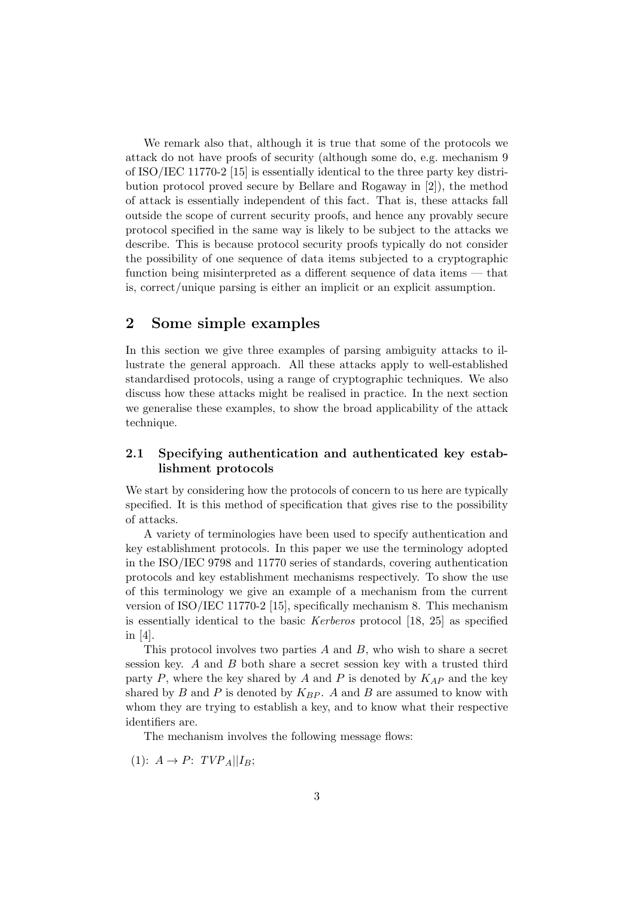We remark also that, although it is true that some of the protocols we attack do not have proofs of security (although some do, e.g. mechanism 9 of ISO/IEC 11770-2 [15] is essentially identical to the three party key distribution protocol proved secure by Bellare and Rogaway in [2]), the method of attack is essentially independent of this fact. That is, these attacks fall outside the scope of current security proofs, and hence any provably secure protocol specified in the same way is likely to be subject to the attacks we describe. This is because protocol security proofs typically do not consider the possibility of one sequence of data items subjected to a cryptographic function being misinterpreted as a different sequence of data items — that is, correct/unique parsing is either an implicit or an explicit assumption.

## 2 Some simple examples

In this section we give three examples of parsing ambiguity attacks to illustrate the general approach. All these attacks apply to well-established standardised protocols, using a range of cryptographic techniques. We also discuss how these attacks might be realised in practice. In the next section we generalise these examples, to show the broad applicability of the attack technique.

### 2.1 Specifying authentication and authenticated key establishment protocols

We start by considering how the protocols of concern to us here are typically specified. It is this method of specification that gives rise to the possibility of attacks.

A variety of terminologies have been used to specify authentication and key establishment protocols. In this paper we use the terminology adopted in the ISO/IEC 9798 and 11770 series of standards, covering authentication protocols and key establishment mechanisms respectively. To show the use of this terminology we give an example of a mechanism from the current version of ISO/IEC 11770-2 [15], specifically mechanism 8. This mechanism is essentially identical to the basic *Kerberos* protocol [18, 25] as specified in [4].

This protocol involves two parties $A$ and $B$, who wish to share a secret session key. $A$ and $B$ both share a secret session key with a trusted third party $P$, where the key shared by $A$ and $P$ is denoted by $K_{AP}$ and the key shared by $B$ and $P$ is denoted by $K_{BP}$. $A$ and $B$ are assumed to know with whom they are trying to establish a key, and to know what their respective identifiers are.

The mechanism involves the following message flows:

(1): $A \rightarrow P$: $TVP_A||I_B$;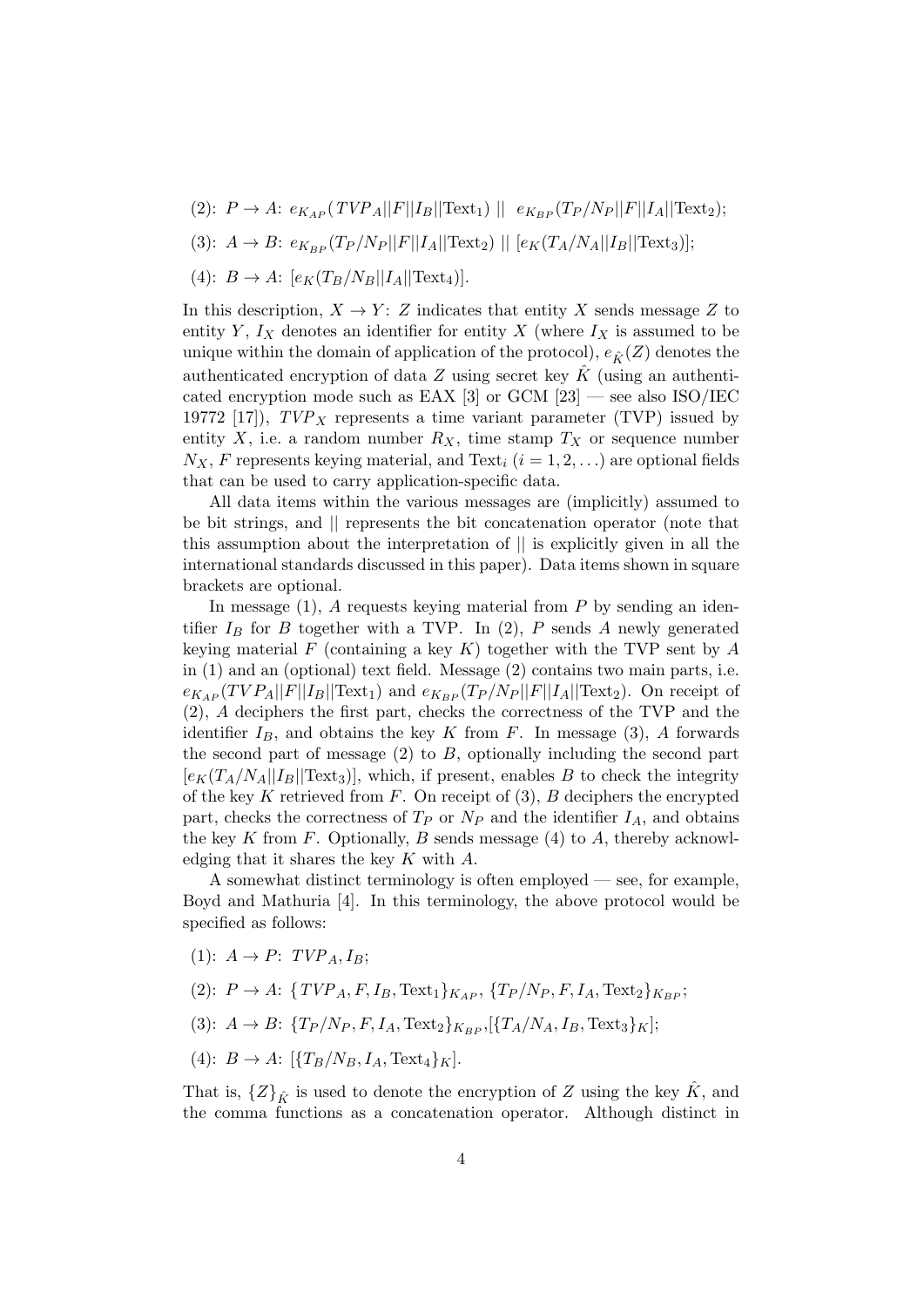(2): $P \to A$: $e_{K_{AP}}(TVP_A||F||I_B||\text{Text}_1)$ || $e_{K_{BP}}(T_P/N_P||F||I_A||\text{Text}_2)$;

(3): $A \to B$: $e_{K_{BP}}(T_P/N_P||F||I_A||\text{Text}_2)$ || $[e_K(T_A/N_A||I_B||\text{Text}_3)]$;

(4): $B \to A$: $[e_K(T_B/N_B||I_A||\text{Text}_4)]$.

In this description, $X \to Y$: $Z$ indicates that entity $X$ sends message $Z$ to entity $Y$, $I_X$ denotes an identifier for entity $X$ (where $I_X$ is assumed to be unique within the domain of application of the protocol), $e_{\hat{K}}(Z)$ denotes the authenticated encryption of data $Z$ using secret key $\hat{K}$ (using an authenticated encryption mode such as EAX [3] or GCM [23] — see also ISO/IEC 19772 [17]), $TVP_X$ represents a time variant parameter (TVP) issued by entity $X$, i.e. a random number $R_X$, time stamp $T_X$ or sequence number $N_X$, $F$ represents keying material, and $\text{Text}_i$ ($i = 1, 2, \ldots$) are optional fields that can be used to carry application-specific data.

All data items within the various messages are (implicitly) assumed to be bit strings, and || represents the bit concatenation operator (note that this assumption about the interpretation of || is explicitly given in all the international standards discussed in this paper). Data items shown in square brackets are optional.

In message (1), $A$ requests keying material from $P$ by sending an identifier $I_B$ for $B$ together with a TVP. In (2), $P$ sends $A$ newly generated keying material $F$ (containing a key $K$) together with the TVP sent by $A$ in (1) and an (optional) text field. Message (2) contains two main parts, i.e. $e_{K_{AP}}(TVP_A||F||I_B||\text{Text}_1)$ and $e_{K_{BP}}(T_P/N_P||F||I_A||\text{Text}_2)$. On receipt of (2), $A$ deciphers the first part, checks the correctness of the TVP and the identifier $I_B$, and obtains the key $K$ from $F$. In message (3), $A$ forwards the second part of message (2) to $B$, optionally including the second part $[e_K(T_A/N_A||I_B||\text{Text}_3)]$, which, if present, enables $B$ to check the integrity of the key $K$ retrieved from $F$. On receipt of (3), $B$ deciphers the encrypted part, checks the correctness of $T_P$ or $N_P$ and the identifier $I_A$, and obtains the key $K$ from $F$. Optionally, $B$ sends message (4) to $A$, thereby acknowledging that it shares the key $K$ with $A$.

A somewhat distinct terminology is often employed — see, for example, Boyd and Mathuria [4]. In this terminology, the above protocol would be specified as follows:

(1): $A \to P$: $TVP_A, I_B$;

(2): $P \to A$: $\{TVP_A, F, I_B, \text{Text}_1\}_{K_{AP}}$, $\{T_P/N_P, F, I_A, \text{Text}_2\}_{K_{BP}}$;

(3): $A \to B$: $\{T_P/N_P, F, I_A, \text{Text}_2\}_{K_{BP}}$,$[\{T_A/N_A, I_B, \text{Text}_3\}_K]$;

(4): $B \to A$: $[\{T_B/N_B, I_A, \text{Text}_4\}_K]$.

That is, $\{Z\}_{\hat{K}}$ is used to denote the encryption of $Z$ using the key $\hat{K}$, and the comma functions as a concatenation operator. Although distinct in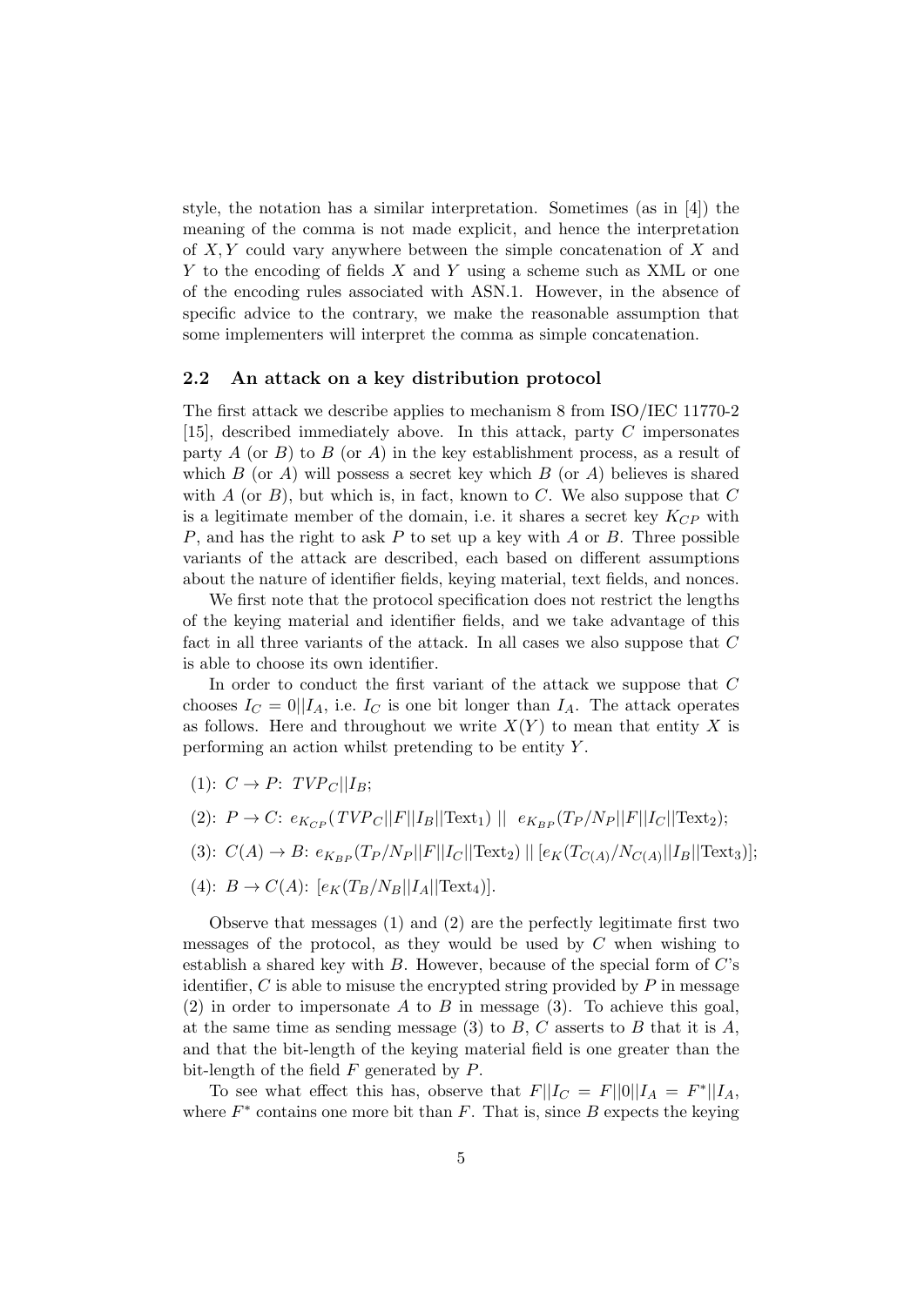style, the notation has a similar interpretation. Sometimes (as in [4]) the meaning of the comma is not made explicit, and hence the interpretation of $X, Y$ could vary anywhere between the simple concatenation of $X$ and $Y$ to the encoding of fields $X$ and $Y$ using a scheme such as XML or one of the encoding rules associated with ASN.1. However, in the absence of specific advice to the contrary, we make the reasonable assumption that some implementers will interpret the comma as simple concatenation.

### 2.2 An attack on a key distribution protocol

The first attack we describe applies to mechanism 8 from ISO/IEC 11770-2 [15], described immediately above. In this attack, party $C$ impersonates party $A$ (or $B$) to $B$ (or $A$) in the key establishment process, as a result of which $B$ (or $A$) will possess a secret key which $B$ (or $A$) believes is shared with $A$ (or $B$), but which is, in fact, known to $C$. We also suppose that $C$ is a legitimate member of the domain, i.e. it shares a secret key $K_{CP}$ with $P$, and has the right to ask $P$ to set up a key with $A$ or $B$. Three possible variants of the attack are described, each based on different assumptions about the nature of identifier fields, keying material, text fields, and nonces.

We first note that the protocol specification does not restrict the lengths of the keying material and identifier fields, and we take advantage of this fact in all three variants of the attack. In all cases we also suppose that $C$ is able to choose its own identifier.

In order to conduct the first variant of the attack we suppose that $C$ chooses $I_C = 0||I_A$, i.e. $I_C$ is one bit longer than $I_A$. The attack operates as follows. Here and throughout we write $X(Y)$ to mean that entity $X$ is performing an action whilst pretending to be entity $Y$.

(1): $C \to P$: $TVP_C||I_B$;

(2): $P \to C$: $e_{K_{CP}}(TVP_C||F||I_B||\text{Text}_1)$ || $e_{K_{BP}}(T_P/N_P||F||I_C||\text{Text}_2)$;

(3): $C(A) \to B$: $e_{K_{BP}}(T_P/N_P||F||I_C||\text{Text}_2)$ || $[e_K(T_{C(A)}/N_{C(A)}||I_B||\text{Text}_3)]$;

(4): $B \to C(A)$: $[e_K(T_B/N_B||I_A||\text{Text}_4)]$.

Observe that messages (1) and (2) are the perfectly legitimate first two messages of the protocol, as they would be used by $C$ when wishing to establish a shared key with $B$. However, because of the special form of $C$'s identifier, $C$ is able to misuse the encrypted string provided by $P$ in message (2) in order to impersonate $A$ to $B$ in message (3). To achieve this goal, at the same time as sending message (3) to $B$, $C$ asserts to $B$ that it is $A$, and that the bit-length of the keying material field is one greater than the bit-length of the field $F$ generated by $P$.

To see what effect this has, observe that $F||I_C = F||0||I_A = F^*||I_A$, where $F^*$ contains one more bit than $F$. That is, since $B$ expects the keying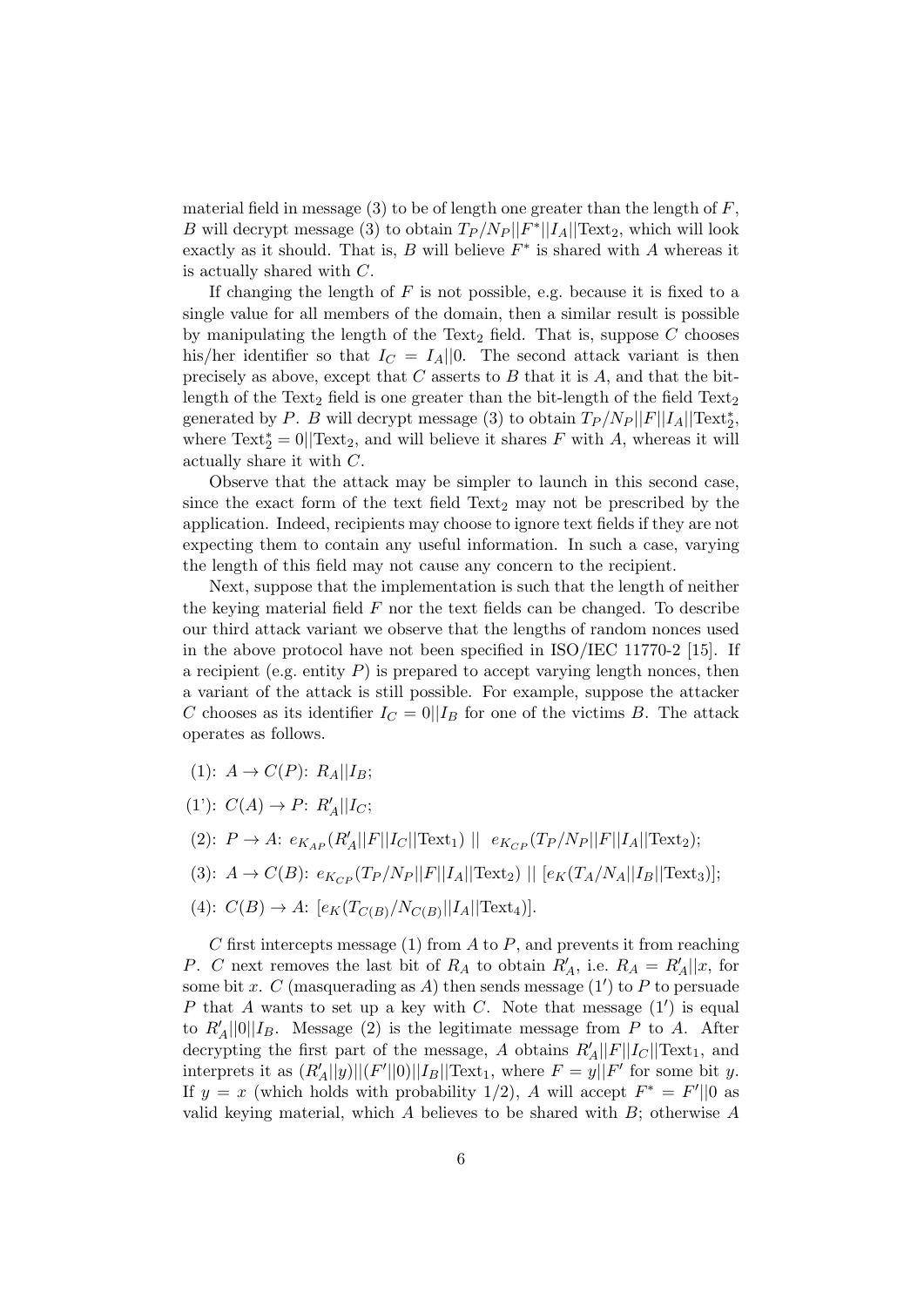material field in message (3) to be of length one greater than the length of $F$, $B$ will decrypt message (3) to obtain $T_P/N_P||F^*||I_A||\text{Text}_2$, which will look exactly as it should. That is, $B$ will believe $F^*$ is shared with $A$ whereas it is actually shared with $C$.

If changing the length of $F$ is not possible, e.g. because it is fixed to a single value for all members of the domain, then a similar result is possible by manipulating the length of the $\text{Text}_2$ field. That is, suppose $C$ chooses his/her identifier so that $I_C = I_A||0$. The second attack variant is then precisely as above, except that $C$ asserts to $B$ that it is $A$, and that the bit-length of the $\text{Text}_2$ field is one greater than the bit-length of the field $\text{Text}_2$ generated by $P$. $B$ will decrypt message (3) to obtain $T_P/N_P||F||I_A||\text{Text}_2^*$, where $\text{Text}_2^* = 0||\text{Text}_2$, and will believe it shares $F$ with $A$, whereas it will actually share it with $C$.

Observe that the attack may be simpler to launch in this second case, since the exact form of the text field $\text{Text}_2$ may not be prescribed by the application. Indeed, recipients may choose to ignore text fields if they are not expecting them to contain any useful information. In such a case, varying the length of this field may not cause any concern to the recipient.

Next, suppose that the implementation is such that the length of neither the keying material field $F$ nor the text fields can be changed. To describe our third attack variant we observe that the lengths of random nonces used in the above protocol have not been specified in ISO/IEC 11770-2 [15]. If a recipient (e.g. entity $P$) is prepared to accept varying length nonces, then a variant of the attack is still possible. For example, suppose the attacker $C$ chooses as its identifier $I_C = 0||I_B$ for one of the victims $B$. The attack operates as follows.

(1): $A \rightarrow C(P)$: $R_A||I_B$;

(1'): $C(A) \rightarrow P$: $R'_A||I_C$;

(2): $P \rightarrow A$: $e_{K_{AP}}(R'_A||F||I_C||\text{Text}_1)$ || $e_{K_{CP}}(T_P/N_P||F||I_A||\text{Text}_2)$;

(3): $A \rightarrow C(B)$: $e_{K_{CP}}(T_P/N_P||F||I_A||\text{Text}_2)$ || $[e_K(T_A/N_A||I_B||\text{Text}_3)]$;

(4): $C(B) \rightarrow A$: $[e_K(T_{C(B)}/N_{C(B)}||I_A||\text{Text}_4)]$.

$C$ first intercepts message (1) from $A$ to $P$, and prevents it from reaching $P$. $C$ next removes the last bit of $R_A$ to obtain $R'_A$, i.e. $R_A = R'_A||x$, for some bit $x$. $C$ (masquerading as $A$) then sends message $(1')$ to $P$ to persuade $P$ that $A$ wants to set up a key with $C$. Note that message $(1')$ is equal to $R'_A||0||I_B$. Message (2) is the legitimate message from $P$ to $A$. After decrypting the first part of the message, $A$ obtains $R'_A||F||I_C||\text{Text}_1$, and interprets it as $(R'_A||y)||(F'||0)||I_B||\text{Text}_1$, where $F = y||F'$ for some bit $y$. If $y = x$ (which holds with probability 1/2), $A$ will accept $F^* = F'||0$ as valid keying material, which $A$ believes to be shared with $B$; otherwise $A$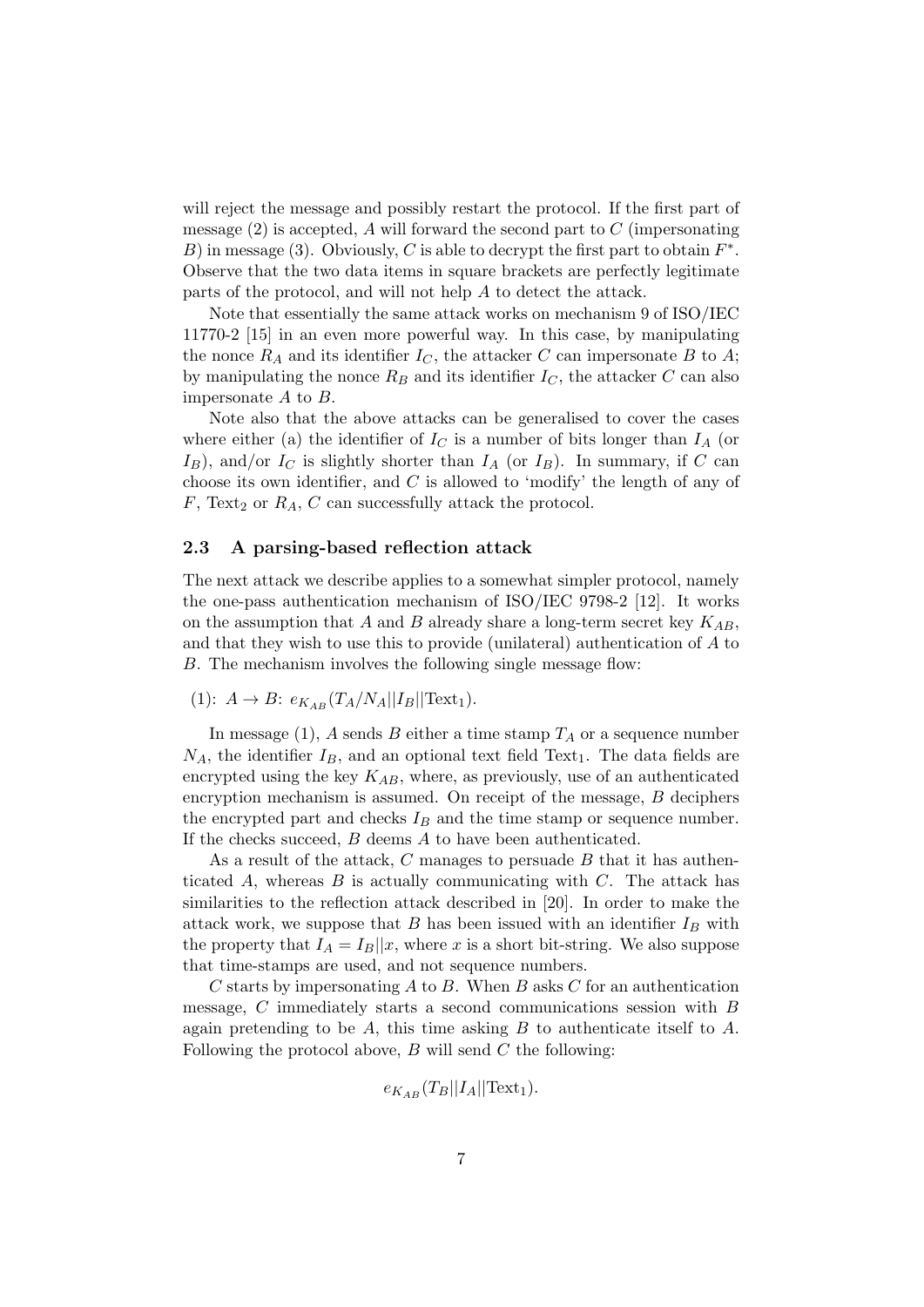will reject the message and possibly restart the protocol. If the first part of message (2) is accepted, $A$ will forward the second part to $C$ (impersonating $B$) in message (3). Obviously, $C$ is able to decrypt the first part to obtain $F^*$. Observe that the two data items in square brackets are perfectly legitimate parts of the protocol, and will not help $A$ to detect the attack.

Note that essentially the same attack works on mechanism 9 of ISO/IEC 11770-2 [15] in an even more powerful way. In this case, by manipulating the nonce $R_A$ and its identifier $I_C$, the attacker $C$ can impersonate $B$ to $A$; by manipulating the nonce $R_B$ and its identifier $I_C$, the attacker $C$ can also impersonate $A$ to $B$.

Note also that the above attacks can be generalised to cover the cases where either (a) the identifier of $I_C$ is a number of bits longer than $I_A$ (or $I_B$), and/or $I_C$ is slightly shorter than $I_A$ (or $I_B$). In summary, if $C$ can choose its own identifier, and $C$ is allowed to 'modify' the length of any of $F$, $\text{Text}_2$ or $R_A$, $C$ can successfully attack the protocol.

### 2.3 A parsing-based reflection attack

The next attack we describe applies to a somewhat simpler protocol, namely the one-pass authentication mechanism of ISO/IEC 9798-2 [12]. It works on the assumption that $A$ and $B$ already share a long-term secret key $K_{AB}$, and that they wish to use this to provide (unilateral) authentication of $A$ to $B$. The mechanism involves the following single message flow:

(1): $A \to B$: $e_{K_{AB}}(T_A/N_A||I_B||\text{Text}_1)$.

In message (1), $A$ sends $B$ either a time stamp $T_A$ or a sequence number $N_A$, the identifier $I_B$, and an optional text field $\text{Text}_1$. The data fields are encrypted using the key $K_{AB}$, where, as previously, use of an authenticated encryption mechanism is assumed. On receipt of the message, $B$ deciphers the encrypted part and checks $I_B$ and the time stamp or sequence number. If the checks succeed, $B$ deems $A$ to have been authenticated.

As a result of the attack, $C$ manages to persuade $B$ that it has authenticated $A$, whereas $B$ is actually communicating with $C$. The attack has similarities to the reflection attack described in [20]. In order to make the attack work, we suppose that $B$ has been issued with an identifier $I_B$ with the property that $I_A = I_B||x$, where $x$ is a short bit-string. We also suppose that time-stamps are used, and not sequence numbers.

$C$ starts by impersonating $A$ to $B$. When $B$ asks $C$ for an authentication message, $C$ immediately starts a second communications session with $B$ again pretending to be $A$, this time asking $B$ to authenticate itself to $A$. Following the protocol above, $B$ will send $C$ the following:

$$e_{K_{AB}}(T_B||I_A||\text{Text}_1).$$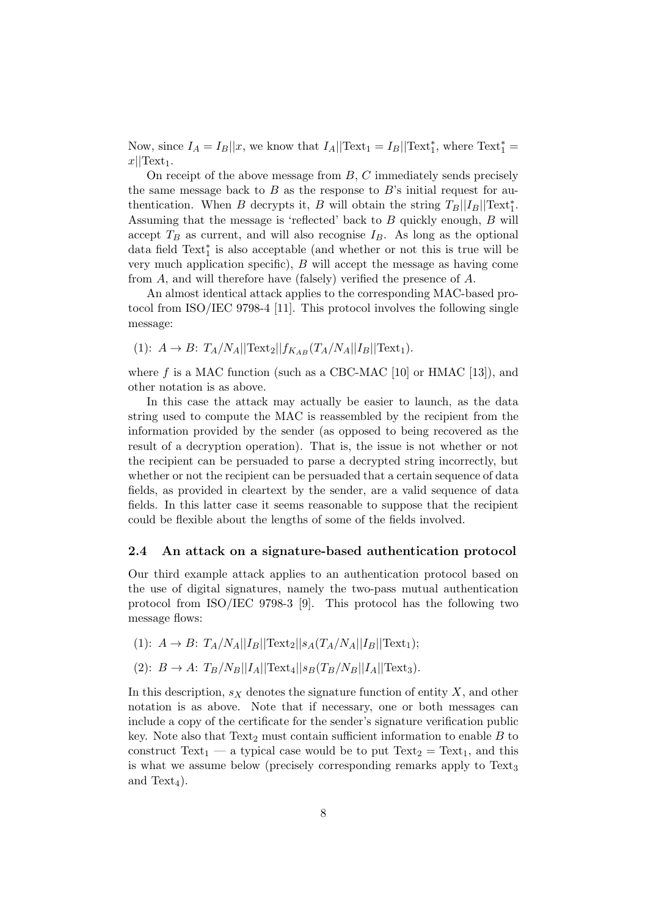Now, since $I_A = I_B||x$, we know that $I_A||\text{Text}_1 = I_B||\text{Text}_1^*$, where $\text{Text}_1^* = x||\text{Text}_1$.

On receipt of the above message from $B$, $C$ immediately sends precisely the same message back to $B$ as the response to $B$'s initial request for authentication. When $B$ decrypts it, $B$ will obtain the string $T_B||I_B||\text{Text}_1^*$. Assuming that the message is 'reflected' back to $B$ quickly enough, $B$ will accept $T_B$ as current, and will also recognise $I_B$. As long as the optional data field $\text{Text}_1^*$ is also acceptable (and whether or not this is true will be very much application specific), $B$ will accept the message as having come from $A$, and will therefore have (falsely) verified the presence of $A$.

An almost identical attack applies to the corresponding MAC-based protocol from ISO/IEC 9798-4 [11]. This protocol involves the following single message:

(1): $A \to B$: $T_A/N_A||\text{Text}_2||f_{K_{AB}}(T_A/N_A||I_B||\text{Text}_1)$.

where $f$ is a MAC function (such as a CBC-MAC [10] or HMAC [13]), and other notation is as above.

In this case the attack may actually be easier to launch, as the data string used to compute the MAC is reassembled by the recipient from the information provided by the sender (as opposed to being recovered as the result of a decryption operation). That is, the issue is not whether or not the recipient can be persuaded to parse a decrypted string incorrectly, but whether or not the recipient can be persuaded that a certain sequence of data fields, as provided in cleartext by the sender, are a valid sequence of data fields. In this latter case it seems reasonable to suppose that the recipient could be flexible about the lengths of some of the fields involved.

### 2.4 An attack on a signature-based authentication protocol

Our third example attack applies to an authentication protocol based on the use of digital signatures, namely the two-pass mutual authentication protocol from ISO/IEC 9798-3 [9]. This protocol has the following two message flows:

(1): $A \to B$: $T_A/N_A||I_B||\text{Text}_2||s_A(T_A/N_A||I_B||\text{Text}_1)$;

(2): $B \to A$: $T_B/N_B||I_A||\text{Text}_4||s_B(T_B/N_B||I_A||\text{Text}_3)$.

In this description, $s_X$ denotes the signature function of entity $X$, and other notation is as above. Note that if necessary, one or both messages can include a copy of the certificate for the sender's signature verification public key. Note also that $\text{Text}_2$ must contain sufficient information to enable $B$ to construct $\text{Text}_1$ — a typical case would be to put $\text{Text}_2 = \text{Text}_1$, and this is what we assume below (precisely corresponding remarks apply to $\text{Text}_3$ and $\text{Text}_4$).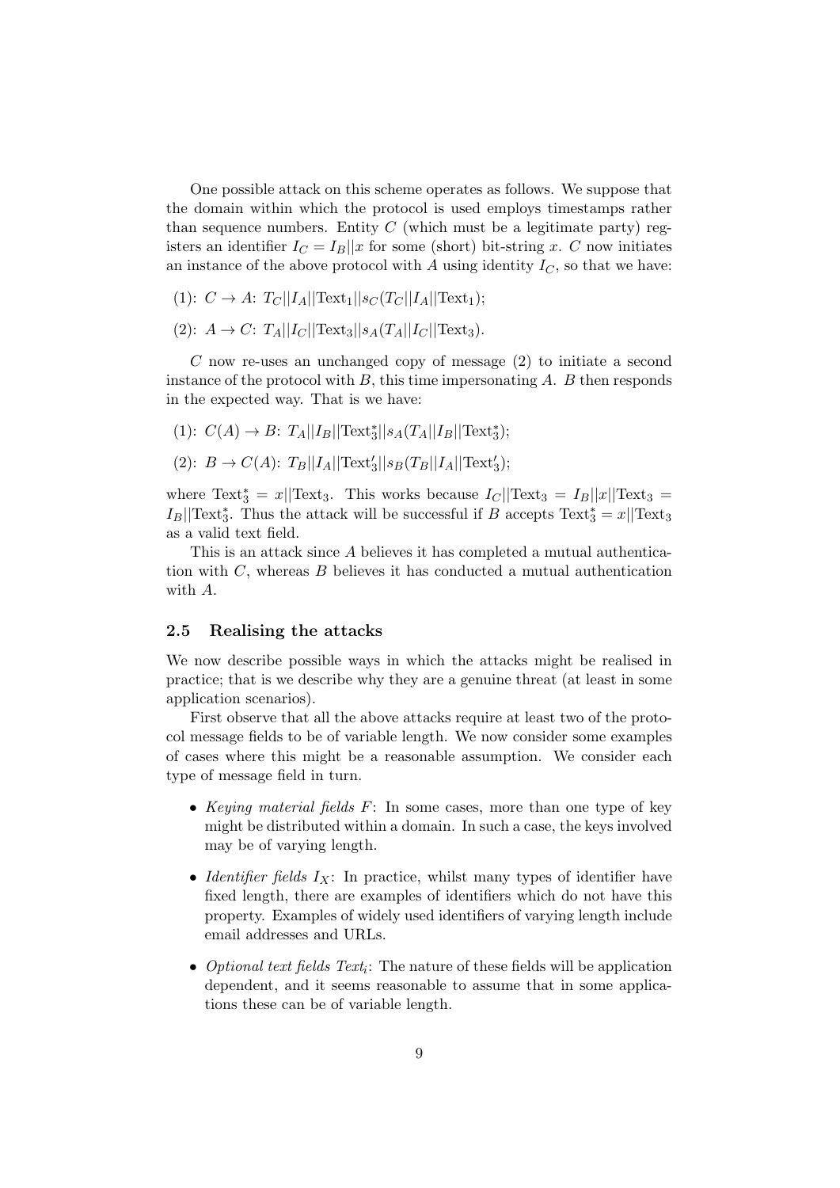One possible attack on this scheme operates as follows. We suppose that the domain within which the protocol is used employs timestamps rather than sequence numbers. Entity $C$ (which must be a legitimate party) registers an identifier $I_C = I_B||x$ for some (short) bit-string $x$. $C$ now initiates an instance of the above protocol with $A$ using identity $I_C$, so that we have:

(1): $C \to A$: $T_C||I_A||\text{Text}_1||s_C(T_C||I_A||\text{Text}_1)$;

(2): $A \to C$: $T_A||I_C||\text{Text}_3||s_A(T_A||I_C||\text{Text}_3)$.

$C$ now re-uses an unchanged copy of message (2) to initiate a second instance of the protocol with $B$, this time impersonating $A$. $B$ then responds in the expected way. That is we have:

(1): $C(A) \to B$: $T_A||I_B||\text{Text}_3^*||s_A(T_A||I_B||\text{Text}_3^*)$;

(2): $B \to C(A)$: $T_B||I_A||\text{Text}_3'||s_B(T_B||I_A||\text{Text}_3')$;

where $\text{Text}_3^* = x||\text{Text}_3$. This works because $I_C||\text{Text}_3 = I_B||x||\text{Text}_3 = I_B||\text{Text}_3^*$. Thus the attack will be successful if $B$ accepts $\text{Text}_3^* = x||\text{Text}_3$ as a valid text field.

This is an attack since $A$ believes it has completed a mutual authentication with $C$, whereas $B$ believes it has conducted a mutual authentication with $A$.

### 2.5 Realising the attacks

We now describe possible ways in which the attacks might be realised in practice; that is we describe why they are a genuine threat (at least in some application scenarios).

First observe that all the above attacks require at least two of the protocol message fields to be of variable length. We now consider some examples of cases where this might be a reasonable assumption. We consider each type of message field in turn.

- *Keying material fields* $F$: In some cases, more than one type of key might be distributed within a domain. In such a case, the keys involved may be of varying length.
- *Identifier fields* $I_X$: In practice, whilst many types of identifier have fixed length, there are examples of identifiers which do not have this property. Examples of widely used identifiers of varying length include email addresses and URLs.
- *Optional text fields* $Text_i$: The nature of these fields will be application dependent, and it seems reasonable to assume that in some applications these can be of variable length.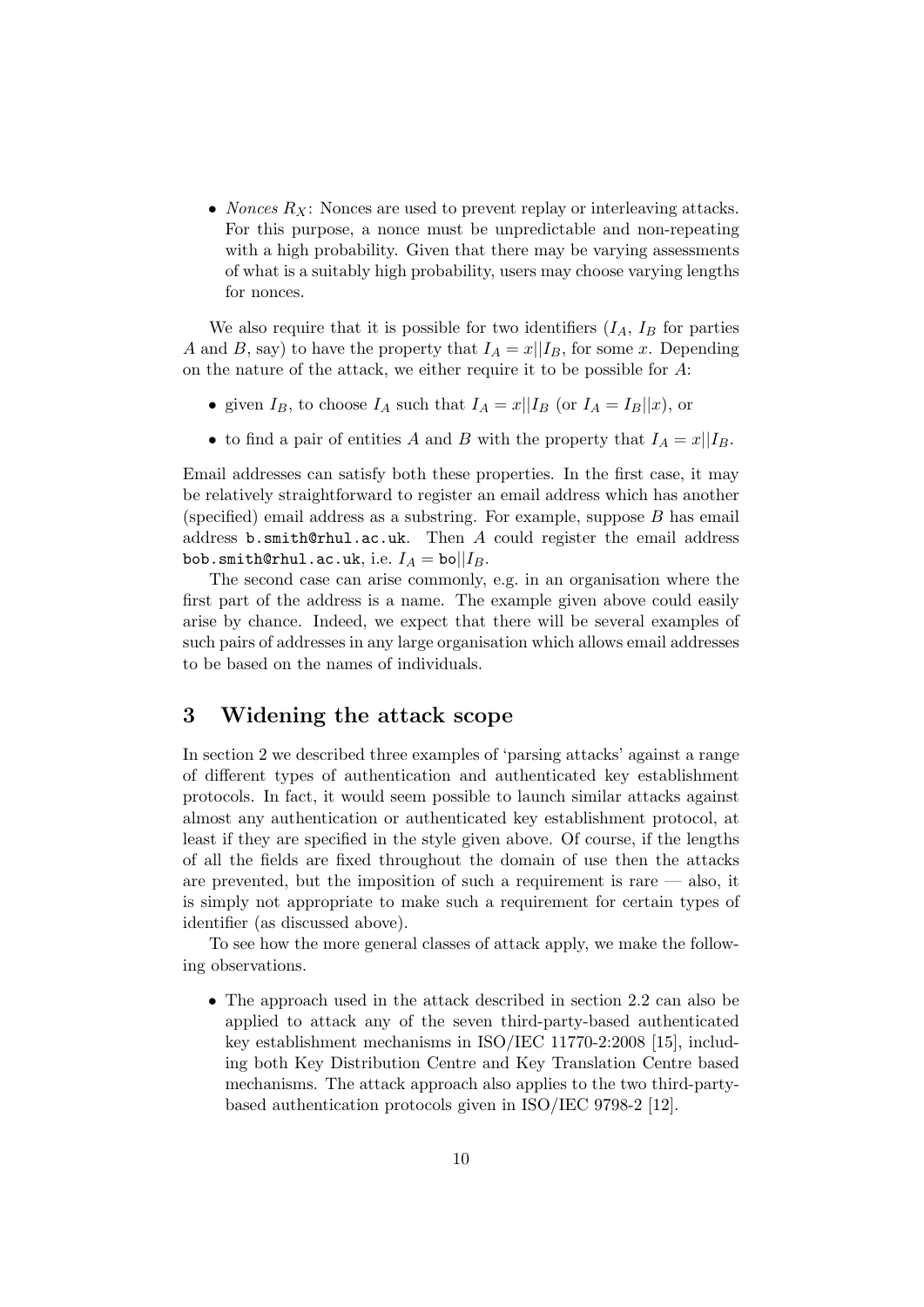- *Nonces* $R_X$: Nonces are used to prevent replay or interleaving attacks. For this purpose, a nonce must be unpredictable and non-repeating with a high probability. Given that there may be varying assessments of what is a suitably high probability, users may choose varying lengths for nonces.

We also require that it is possible for two identifiers ($I_A$, $I_B$ for parties $A$ and $B$, say) to have the property that $I_A = x||I_B$, for some $x$. Depending on the nature of the attack, we either require it to be possible for $A$:

- given $I_B$, to choose $I_A$ such that $I_A = x||I_B$ (or $I_A = I_B||x$), or
- to find a pair of entities $A$ and $B$ with the property that $I_A = x||I_B$.

Email addresses can satisfy both these properties. In the first case, it may be relatively straightforward to register an email address which has another (specified) email address as a substring. For example, suppose $B$ has email address `b.smith@rhul.ac.uk`. Then $A$ could register the email address `bob.smith@rhul.ac.uk`, i.e. $I_A = \texttt{bo}||I_B$.

The second case can arise commonly, e.g. in an organisation where the first part of the address is a name. The example given above could easily arise by chance. Indeed, we expect that there will be several examples of such pairs of addresses in any large organisation which allows email addresses to be based on the names of individuals.

## 3 Widening the attack scope

In section 2 we described three examples of 'parsing attacks' against a range of different types of authentication and authenticated key establishment protocols. In fact, it would seem possible to launch similar attacks against almost any authentication or authenticated key establishment protocol, at least if they are specified in the style given above. Of course, if the lengths of all the fields are fixed throughout the domain of use then the attacks are prevented, but the imposition of such a requirement is rare — also, it is simply not appropriate to make such a requirement for certain types of identifier (as discussed above).

To see how the more general classes of attack apply, we make the following observations.

- The approach used in the attack described in section 2.2 can also be applied to attack any of the seven third-party-based authenticated key establishment mechanisms in ISO/IEC 11770-2:2008 [15], including both Key Distribution Centre and Key Translation Centre based mechanisms. The attack approach also applies to the two third-party-based authentication protocols given in ISO/IEC 9798-2 [12].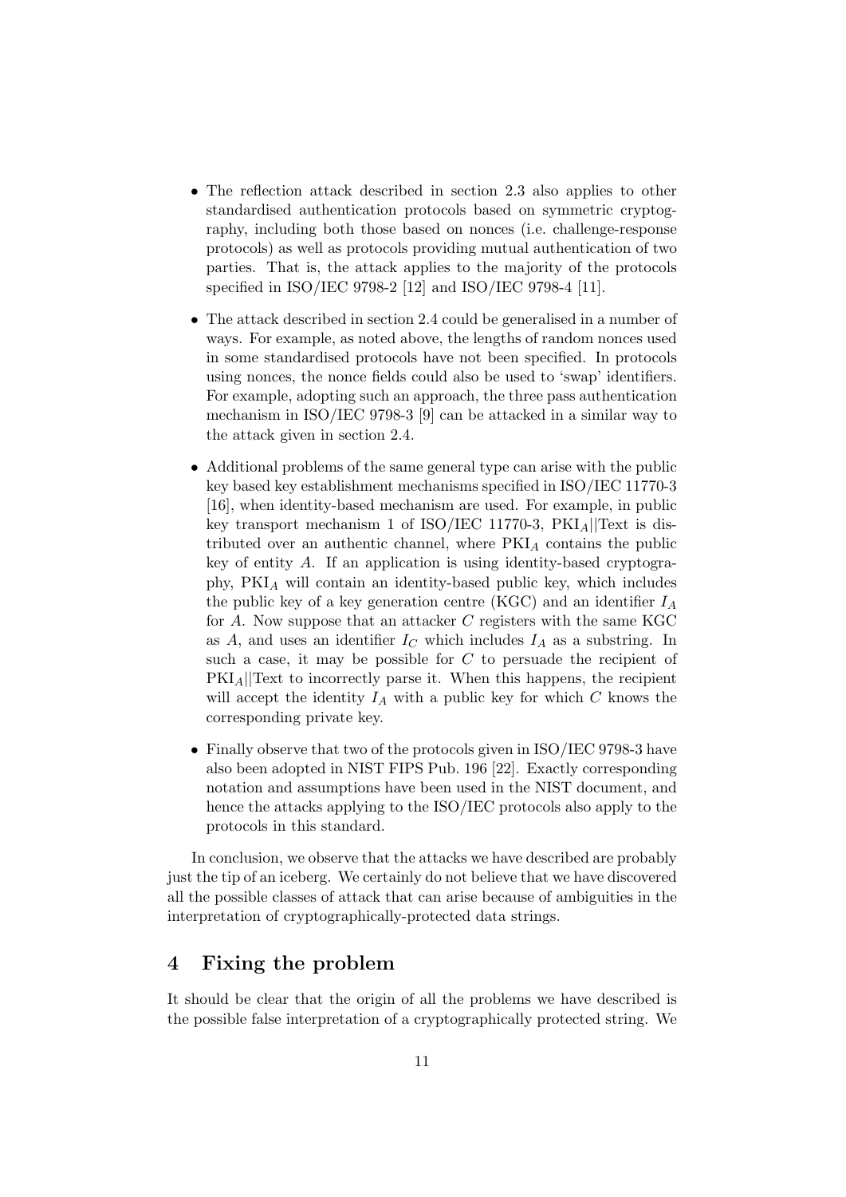- The reflection attack described in section 2.3 also applies to other standardised authentication protocols based on symmetric cryptography, including both those based on nonces (i.e. challenge-response protocols) as well as protocols providing mutual authentication of two parties. That is, the attack applies to the majority of the protocols specified in ISO/IEC 9798-2 [12] and ISO/IEC 9798-4 [11].

- The attack described in section 2.4 could be generalised in a number of ways. For example, as noted above, the lengths of random nonces used in some standardised protocols have not been specified. In protocols using nonces, the nonce fields could also be used to 'swap' identifiers. For example, adopting such an approach, the three pass authentication mechanism in ISO/IEC 9798-3 [9] can be attacked in a similar way to the attack given in section 2.4.

- Additional problems of the same general type can arise with the public key based key establishment mechanisms specified in ISO/IEC 11770-3 [16], when identity-based mechanism are used. For example, in public key transport mechanism 1 of ISO/IEC 11770-3, $\text{PKI}_A||\text{Text}$ is distributed over an authentic channel, where $\text{PKI}_A$ contains the public key of entity $A$. If an application is using identity-based cryptography, $\text{PKI}_A$ will contain an identity-based public key, which includes the public key of a key generation centre (KGC) and an identifier $I_A$ for $A$. Now suppose that an attacker $C$ registers with the same KGC as $A$, and uses an identifier $I_C$ which includes $I_A$ as a substring. In such a case, it may be possible for $C$ to persuade the recipient of $\text{PKI}_A||\text{Text}$ to incorrectly parse it. When this happens, the recipient will accept the identity $I_A$ with a public key for which $C$ knows the corresponding private key.

- Finally observe that two of the protocols given in ISO/IEC 9798-3 have also been adopted in NIST FIPS Pub. 196 [22]. Exactly corresponding notation and assumptions have been used in the NIST document, and hence the attacks applying to the ISO/IEC protocols also apply to the protocols in this standard.

In conclusion, we observe that the attacks we have described are probably just the tip of an iceberg. We certainly do not believe that we have discovered all the possible classes of attack that can arise because of ambiguities in the interpretation of cryptographically-protected data strings.

# 4 Fixing the problem

It should be clear that the origin of all the problems we have described is the possible false interpretation of a cryptographically protected string. We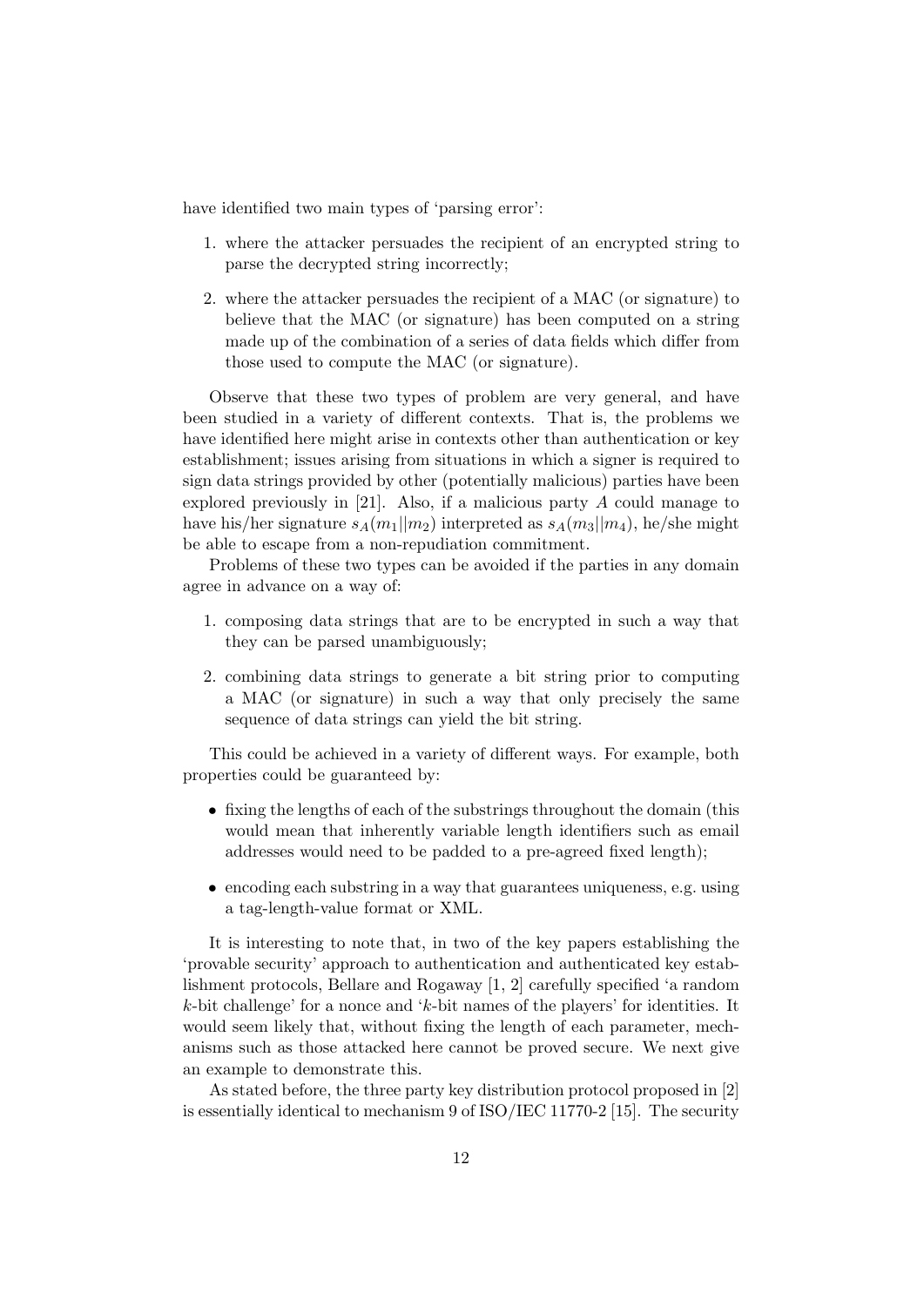have identified two main types of 'parsing error':

1. where the attacker persuades the recipient of an encrypted string to parse the decrypted string incorrectly;
2. where the attacker persuades the recipient of a MAC (or signature) to believe that the MAC (or signature) has been computed on a string made up of the combination of a series of data fields which differ from those used to compute the MAC (or signature).

Observe that these two types of problem are very general, and have been studied in a variety of different contexts. That is, the problems we have identified here might arise in contexts other than authentication or key establishment; issues arising from situations in which a signer is required to sign data strings provided by other (potentially malicious) parties have been explored previously in [21]. Also, if a malicious party $A$ could manage to have his/her signature $s_A(m_1||m_2)$ interpreted as $s_A(m_3||m_4)$, he/she might be able to escape from a non-repudiation commitment.

Problems of these two types can be avoided if the parties in any domain agree in advance on a way of:

1. composing data strings that are to be encrypted in such a way that they can be parsed unambiguously;
2. combining data strings to generate a bit string prior to computing a MAC (or signature) in such a way that only precisely the same sequence of data strings can yield the bit string.

This could be achieved in a variety of different ways. For example, both properties could be guaranteed by:

- fixing the lengths of each of the substrings throughout the domain (this would mean that inherently variable length identifiers such as email addresses would need to be padded to a pre-agreed fixed length);
- encoding each substring in a way that guarantees uniqueness, e.g. using a tag-length-value format or XML.

It is interesting to note that, in two of the key papers establishing the 'provable security' approach to authentication and authenticated key establishment protocols, Bellare and Rogaway [1, 2] carefully specified 'a random $k$-bit challenge' for a nonce and '$k$-bit names of the players' for identities. It would seem likely that, without fixing the length of each parameter, mechanisms such as those attacked here cannot be proved secure. We next give an example to demonstrate this.

As stated before, the three party key distribution protocol proposed in [2] is essentially identical to mechanism 9 of ISO/IEC 11770-2 [15]. The security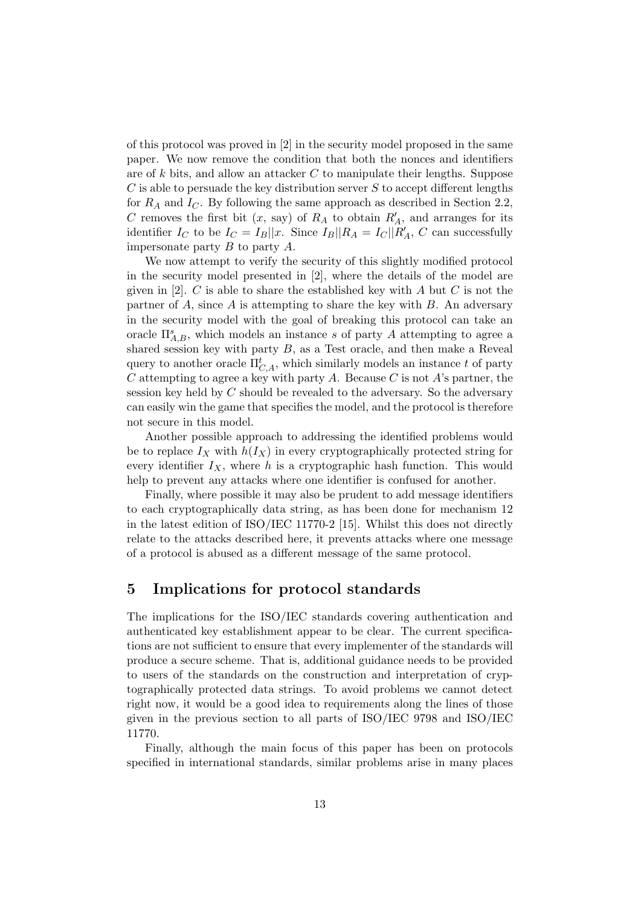of this protocol was proved in [2] in the security model proposed in the same paper. We now remove the condition that both the nonces and identifiers are of $k$ bits, and allow an attacker $C$ to manipulate their lengths. Suppose $C$ is able to persuade the key distribution server $S$ to accept different lengths for $R_A$ and $I_C$. By following the same approach as described in Section 2.2, $C$ removes the first bit ($x$, say) of $R_A$ to obtain $R'_A$, and arranges for its identifier $I_C$ to be $I_C = I_B||x$. Since $I_B||R_A = I_C||R'_A$, $C$ can successfully impersonate party $B$ to party $A$.

We now attempt to verify the security of this slightly modified protocol in the security model presented in [2], where the details of the model are given in [2]. $C$ is able to share the established key with $A$ but $C$ is not the partner of $A$, since $A$ is attempting to share the key with $B$. An adversary in the security model with the goal of breaking this protocol can take an oracle $\Pi^s_{A,B}$, which models an instance $s$ of party $A$ attempting to agree a shared session key with party $B$, as a Test oracle, and then make a Reveal query to another oracle $\Pi^t_{C,A}$, which similarly models an instance $t$ of party $C$ attempting to agree a key with party $A$. Because $C$ is not $A$'s partner, the session key held by $C$ should be revealed to the adversary. So the adversary can easily win the game that specifies the model, and the protocol is therefore not secure in this model.

Another possible approach to addressing the identified problems would be to replace $I_X$ with $h(I_X)$ in every cryptographically protected string for every identifier $I_X$, where $h$ is a cryptographic hash function. This would help to prevent any attacks where one identifier is confused for another.

Finally, where possible it may also be prudent to add message identifiers to each cryptographically data string, as has been done for mechanism 12 in the latest edition of ISO/IEC 11770-2 [15]. Whilst this does not directly relate to the attacks described here, it prevents attacks where one message of a protocol is abused as a different message of the same protocol.

## 5 Implications for protocol standards

The implications for the ISO/IEC standards covering authentication and authenticated key establishment appear to be clear. The current specifications are not sufficient to ensure that every implementer of the standards will produce a secure scheme. That is, additional guidance needs to be provided to users of the standards on the construction and interpretation of cryptographically protected data strings. To avoid problems we cannot detect right now, it would be a good idea to requirements along the lines of those given in the previous section to all parts of ISO/IEC 9798 and ISO/IEC 11770.

Finally, although the main focus of this paper has been on protocols specified in international standards, similar problems arise in many places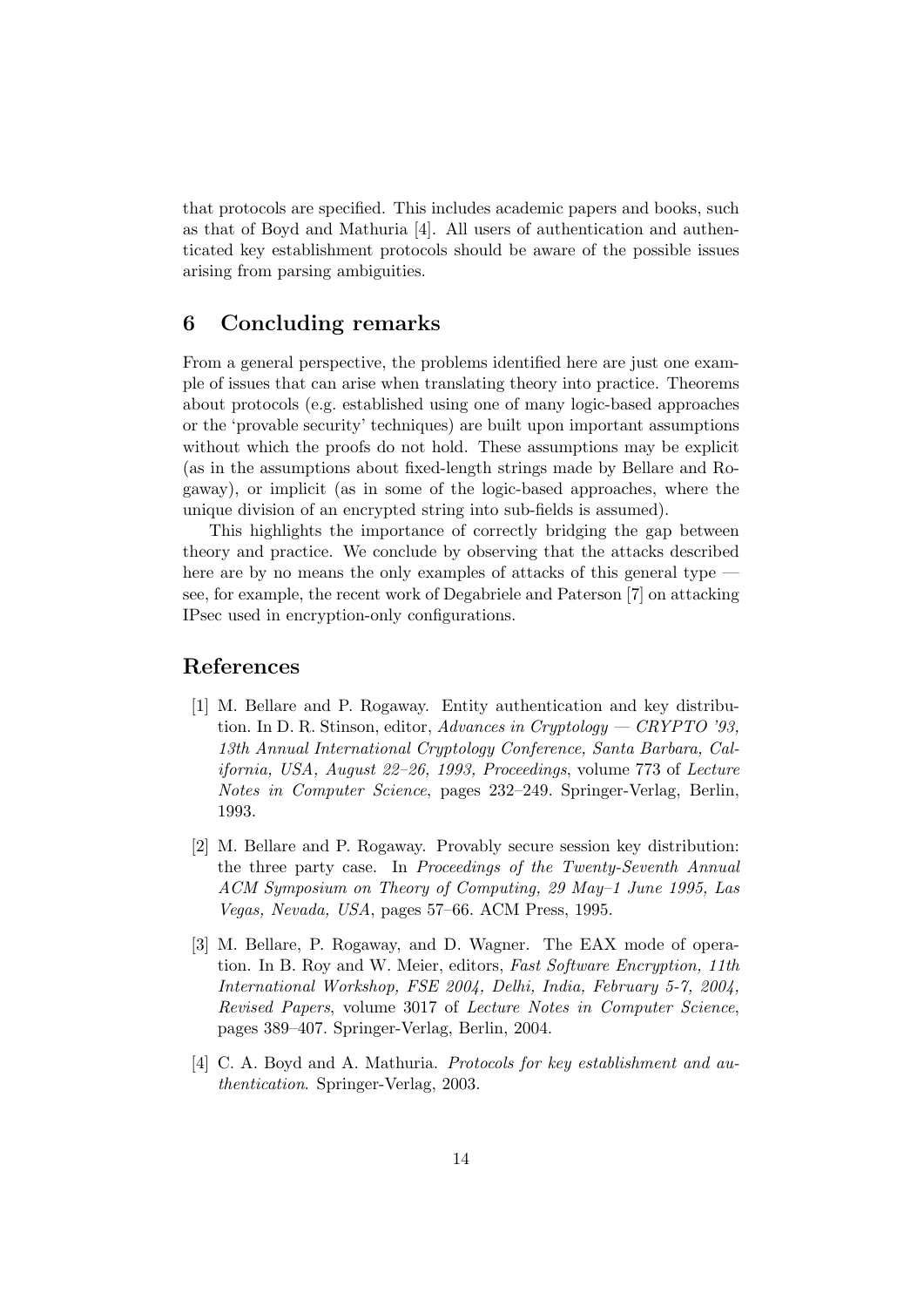that protocols are specified. This includes academic papers and books, such as that of Boyd and Mathuria [4]. All users of authentication and authenticated key establishment protocols should be aware of the possible issues arising from parsing ambiguities.

## 6 Concluding remarks

From a general perspective, the problems identified here are just one example of issues that can arise when translating theory into practice. Theorems about protocols (e.g. established using one of many logic-based approaches or the 'provable security' techniques) are built upon important assumptions without which the proofs do not hold. These assumptions may be explicit (as in the assumptions about fixed-length strings made by Bellare and Rogaway), or implicit (as in some of the logic-based approaches, where the unique division of an encrypted string into sub-fields is assumed).

This highlights the importance of correctly bridging the gap between theory and practice. We conclude by observing that the attacks described here are by no means the only examples of attacks of this general type — see, for example, the recent work of Degabriele and Paterson [7] on attacking IPsec used in encryption-only configurations.

## References

[1] M. Bellare and P. Rogaway. Entity authentication and key distribution. In D. R. Stinson, editor, *Advances in Cryptology — CRYPTO '93, 13th Annual International Cryptology Conference, Santa Barbara, California, USA, August 22–26, 1993, Proceedings*, volume 773 of *Lecture Notes in Computer Science*, pages 232–249. Springer-Verlag, Berlin, 1993.

[2] M. Bellare and P. Rogaway. Provably secure session key distribution: the three party case. In *Proceedings of the Twenty-Seventh Annual ACM Symposium on Theory of Computing, 29 May–1 June 1995, Las Vegas, Nevada, USA*, pages 57–66. ACM Press, 1995.

[3] M. Bellare, P. Rogaway, and D. Wagner. The EAX mode of operation. In B. Roy and W. Meier, editors, *Fast Software Encryption, 11th International Workshop, FSE 2004, Delhi, India, February 5-7, 2004, Revised Papers*, volume 3017 of *Lecture Notes in Computer Science*, pages 389–407. Springer-Verlag, Berlin, 2004.

[4] C. A. Boyd and A. Mathuria. *Protocols for key establishment and authentication*. Springer-Verlag, 2003.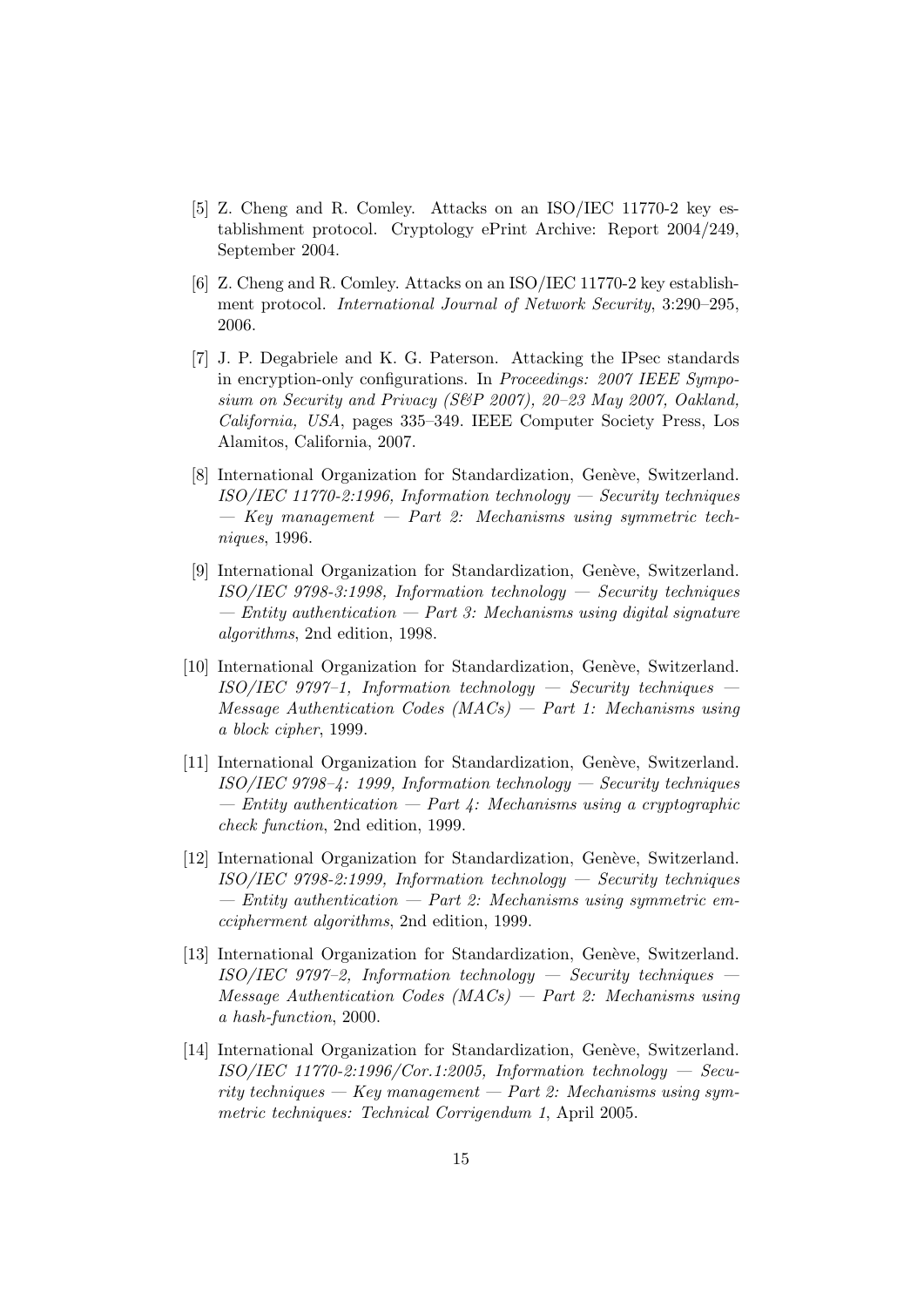[5] Z. Cheng and R. Comley. Attacks on an ISO/IEC 11770-2 key establishment protocol. Cryptology ePrint Archive: Report 2004/249, September 2004.

[6] Z. Cheng and R. Comley. Attacks on an ISO/IEC 11770-2 key establishment protocol. *International Journal of Network Security*, 3:290–295, 2006.

[7] J. P. Degabriele and K. G. Paterson. Attacking the IPsec standards in encryption-only configurations. In *Proceedings: 2007 IEEE Symposium on Security and Privacy (S&P 2007), 20–23 May 2007, Oakland, California, USA*, pages 335–349. IEEE Computer Society Press, Los Alamitos, California, 2007.

[8] International Organization for Standardization, Genève, Switzerland. *ISO/IEC 11770-2:1996, Information technology — Security techniques — Key management — Part 2: Mechanisms using symmetric techniques*, 1996.

[9] International Organization for Standardization, Genève, Switzerland. *ISO/IEC 9798-3:1998, Information technology — Security techniques — Entity authentication — Part 3: Mechanisms using digital signature algorithms*, 2nd edition, 1998.

[10] International Organization for Standardization, Genève, Switzerland. *ISO/IEC 9797–1, Information technology — Security techniques — Message Authentication Codes (MACs) — Part 1: Mechanisms using a block cipher*, 1999.

[11] International Organization for Standardization, Genève, Switzerland. *ISO/IEC 9798–4: 1999, Information technology — Security techniques — Entity authentication — Part 4: Mechanisms using a cryptographic check function*, 2nd edition, 1999.

[12] International Organization for Standardization, Genève, Switzerland. *ISO/IEC 9798-2:1999, Information technology — Security techniques — Entity authentication — Part 2: Mechanisms using symmetric emcipherment algorithms*, 2nd edition, 1999.

[13] International Organization for Standardization, Genève, Switzerland. *ISO/IEC 9797–2, Information technology — Security techniques — Message Authentication Codes (MACs) — Part 2: Mechanisms using a hash-function*, 2000.

[14] International Organization for Standardization, Genève, Switzerland. *ISO/IEC 11770-2:1996/Cor.1:2005, Information technology — Security techniques — Key management — Part 2: Mechanisms using symmetric techniques: Technical Corrigendum 1*, April 2005.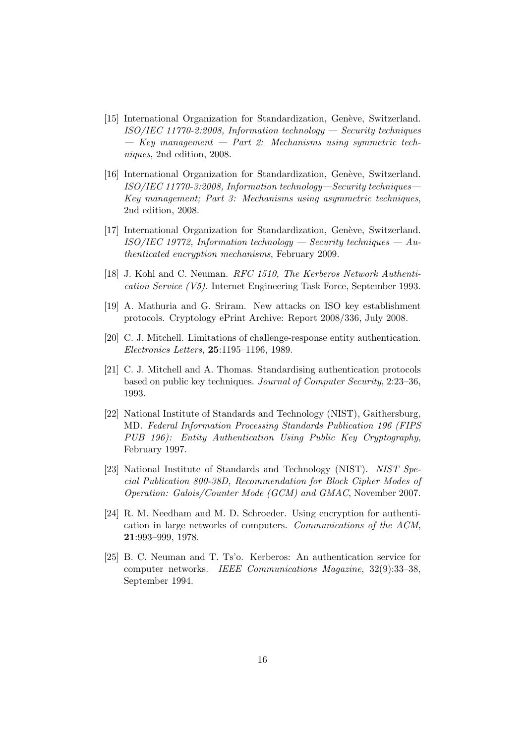[15] International Organization for Standardization, Genève, Switzerland. *ISO/IEC 11770-2:2008, Information technology — Security techniques — Key management — Part 2: Mechanisms using symmetric techniques*, 2nd edition, 2008.

[16] International Organization for Standardization, Genève, Switzerland. *ISO/IEC 11770-3:2008, Information technology—Security techniques—Key management; Part 3: Mechanisms using asymmetric techniques*, 2nd edition, 2008.

[17] International Organization for Standardization, Genève, Switzerland. *ISO/IEC 19772, Information technology — Security techniques — Authenticated encryption mechanisms*, February 2009.

[18] J. Kohl and C. Neuman. *RFC 1510, The Kerberos Network Authentication Service (V5)*. Internet Engineering Task Force, September 1993.

[19] A. Mathuria and G. Sriram. New attacks on ISO key establishment protocols. Cryptology ePrint Archive: Report 2008/336, July 2008.

[20] C. J. Mitchell. Limitations of challenge-response entity authentication. *Electronics Letters*, **25**:1195–1196, 1989.

[21] C. J. Mitchell and A. Thomas. Standardising authentication protocols based on public key techniques. *Journal of Computer Security*, 2:23–36, 1993.

[22] National Institute of Standards and Technology (NIST), Gaithersburg, MD. *Federal Information Processing Standards Publication 196 (FIPS PUB 196): Entity Authentication Using Public Key Cryptography*, February 1997.

[23] National Institute of Standards and Technology (NIST). *NIST Special Publication 800-38D, Recommendation for Block Cipher Modes of Operation: Galois/Counter Mode (GCM) and GMAC*, November 2007.

[24] R. M. Needham and M. D. Schroeder. Using encryption for authentication in large networks of computers. *Communications of the ACM*, **21**:993–999, 1978.

[25] B. C. Neuman and T. Ts'o. Kerberos: An authentication service for computer networks. *IEEE Communications Magazine*, 32(9):33–38, September 1994.